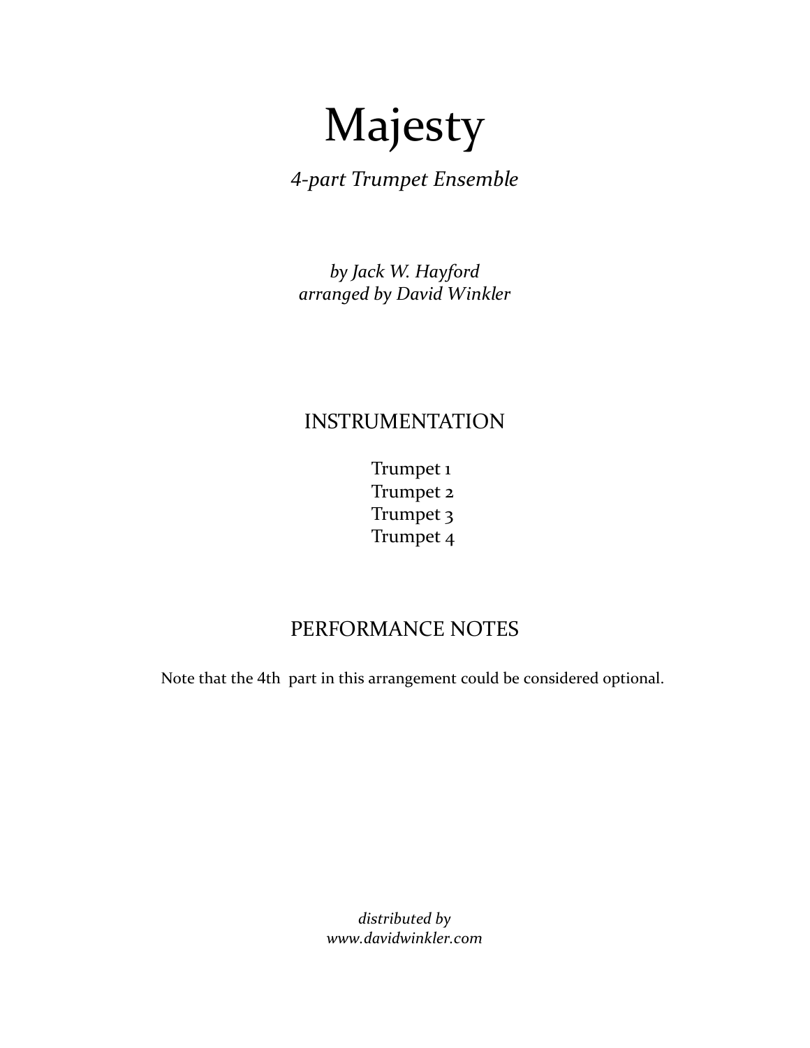# Majesty

*4-part Trumpet Ensemble*

*by Jack W. Hayford*
*arranged by David Winkler*

## INSTRUMENTATION

Trumpet 1
Trumpet 2
Trumpet 3
Trumpet 4

## PERFORMANCE NOTES

Note that the 4th part in this arrangement could be considered optional.

*distributed by*
*www.davidwinkler.com*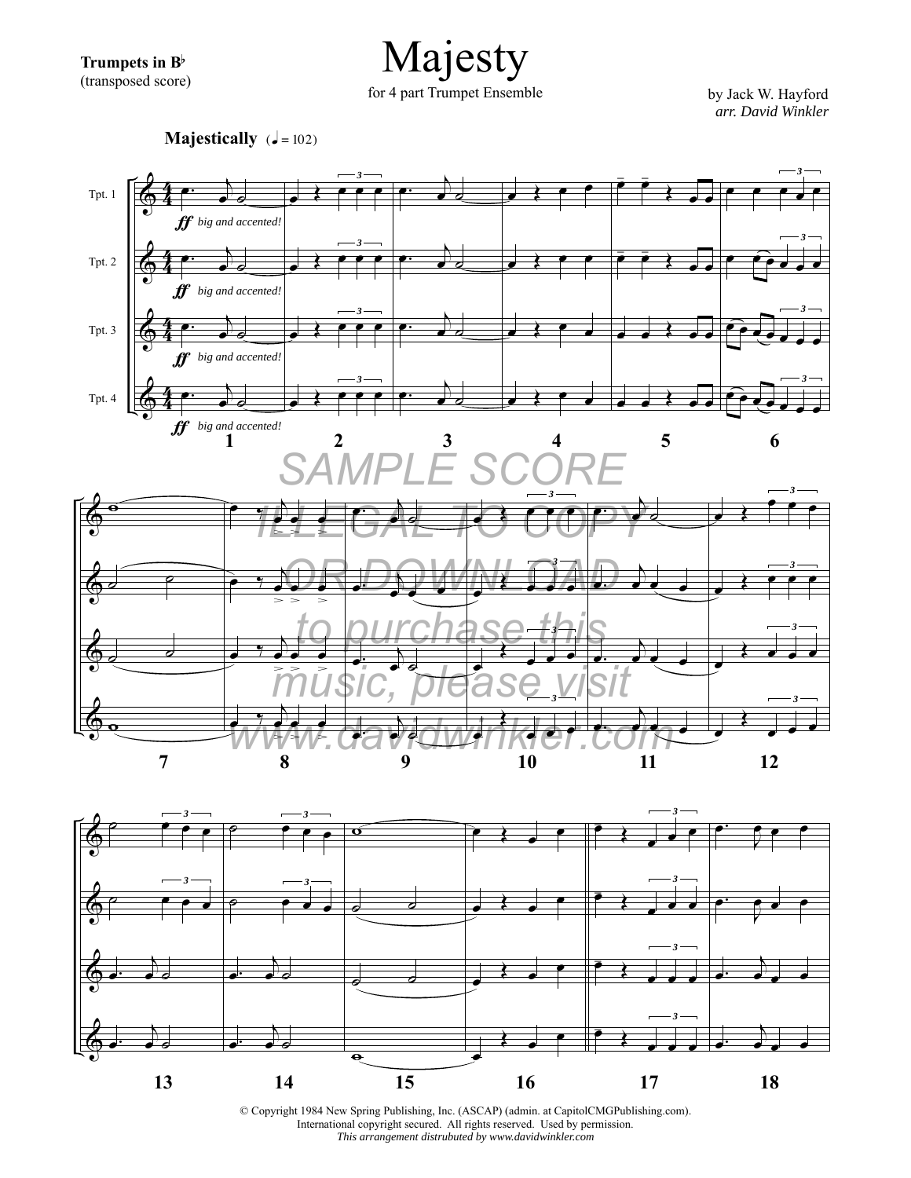**Trumpets in B♭**
(transposed score)

# Majesty

for 4 part Trumpet Ensemble

by Jack W. Hayford
*arr. David Winkler*

**Majestically** (♩ = 102)

SAMPLE SCORE
ILLEGAL TO COPY
OR DOWNLOAD
to purchase this
music, please visit
www.davidwinkler.com

© Copyright 1984 New Spring Publishing, Inc. (ASCAP) (admin. at CapitolCMGPublishing.com).
International copyright secured. All rights reserved. Used by permission.
*This arrangement distributed by www.davidwinkler.com*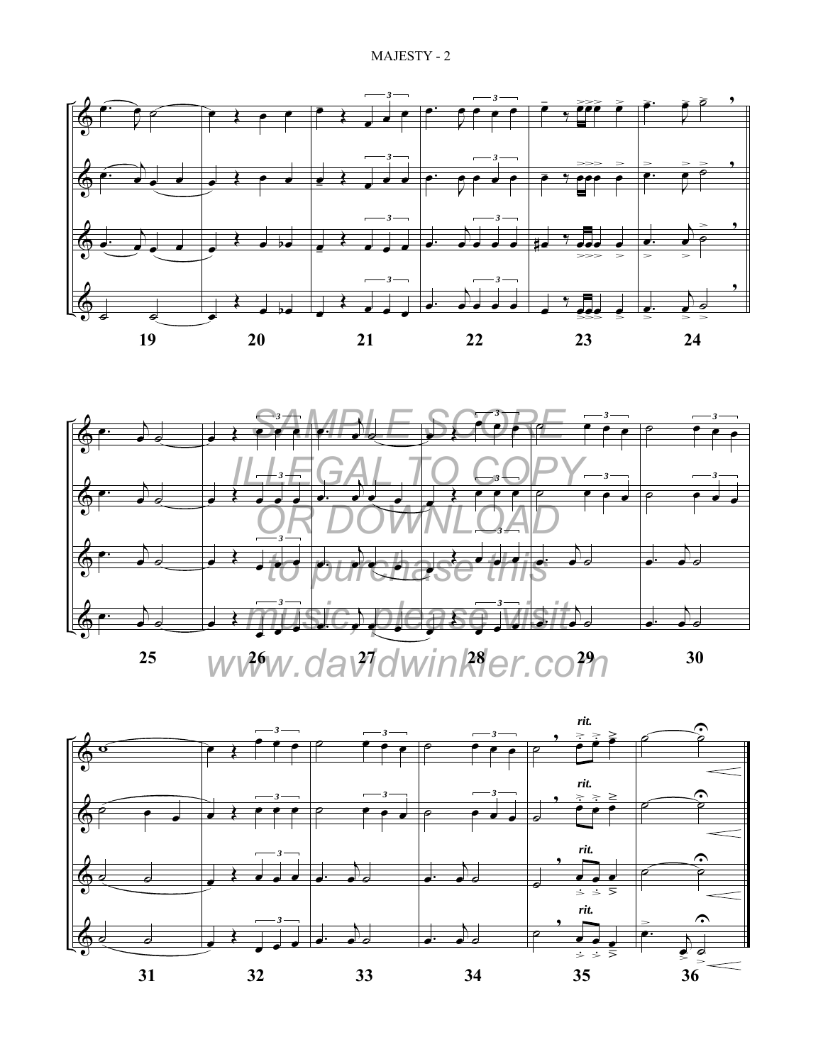SAMPLE SCORE
ILLEGAL TO COPY
OR DOWNLOAD
to purchase this
music, please visit
www.davidwinkler.com